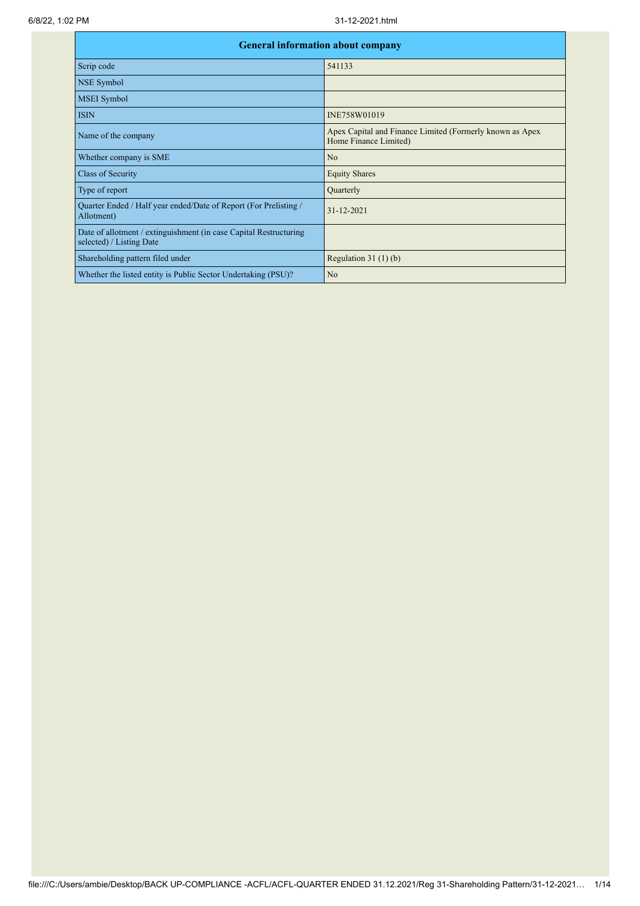| General information about company | |
|---|---|
| Scrip code | 541133 |
| NSE Symbol | |
| MSEI Symbol | |
| ISIN | INE758W01019 |
| Name of the company | Apex Capital and Finance Limited (Formerly known as Apex Home Finance Limited) |
| Whether company is SME | No |
| Class of Security | Equity Shares |
| Type of report | Quarterly |
| Quarter Ended / Half year ended/Date of Report (For Prelisting / Allotment) | 31-12-2021 |
| Date of allotment / extinguishment (in case Capital Restructuring selected) / Listing Date | |
| Shareholding pattern filed under | Regulation 31 (1) (b) |
| Whether the listed entity is Public Sector Undertaking (PSU)? | No |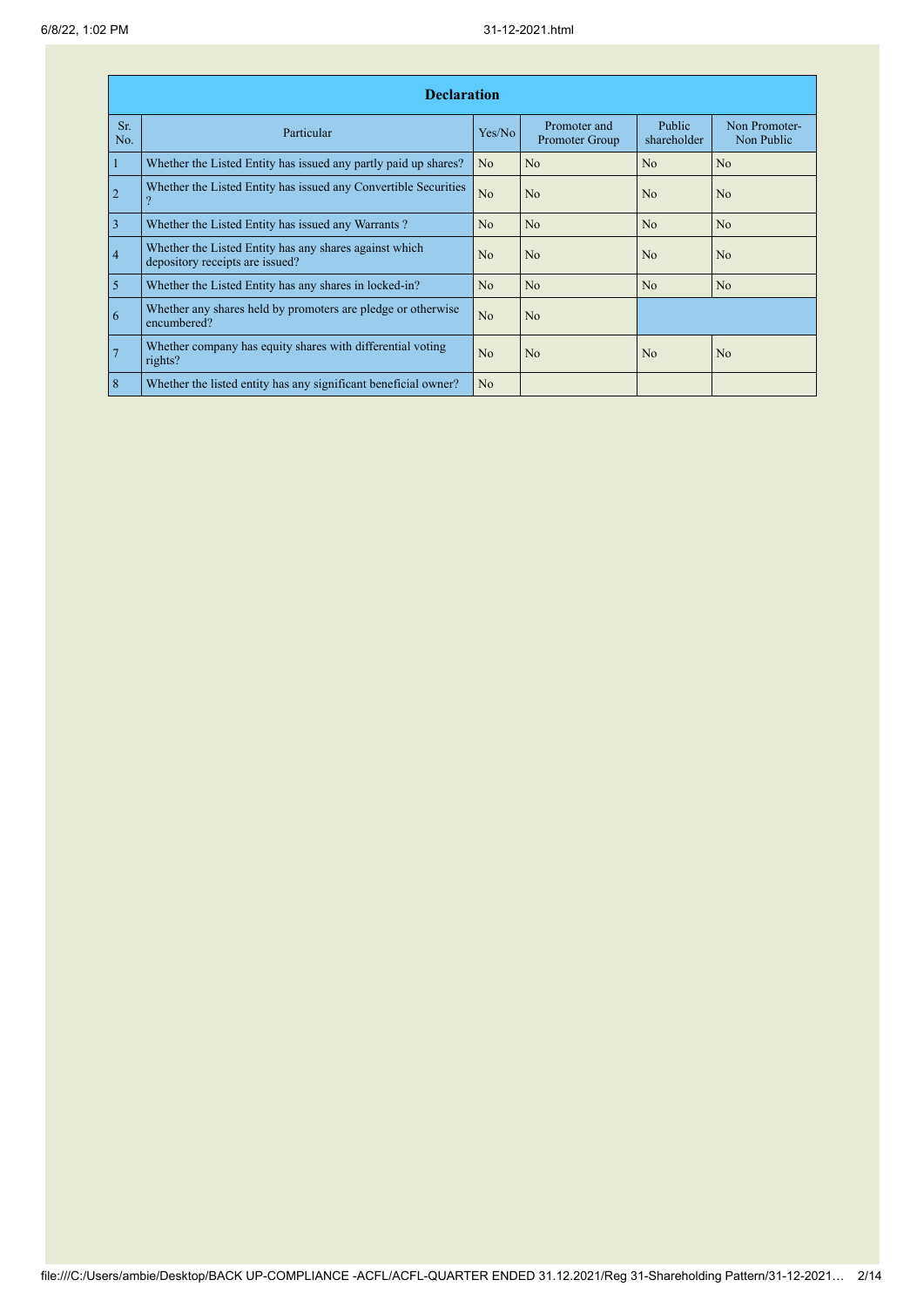| Declaration | | | | | |
|---|---|---|---|---|---|
| Sr. No. | Particular | Yes/No | Promoter and Promoter Group | Public shareholder | Non Promoter- Non Public |
| 1 | Whether the Listed Entity has issued any partly paid up shares? | No | No | No | No |
| 2 | Whether the Listed Entity has issued any Convertible Securities ? | No | No | No | No |
| 3 | Whether the Listed Entity has issued any Warrants ? | No | No | No | No |
| 4 | Whether the Listed Entity has any shares against which depository receipts are issued? | No | No | No | No |
| 5 | Whether the Listed Entity has any shares in locked-in? | No | No | No | No |
| 6 | Whether any shares held by promoters are pledge or otherwise encumbered? | No | No | | |
| 7 | Whether company has equity shares with differential voting rights? | No | No | No | No |
| 8 | Whether the listed entity has any significant beneficial owner? | No | | | |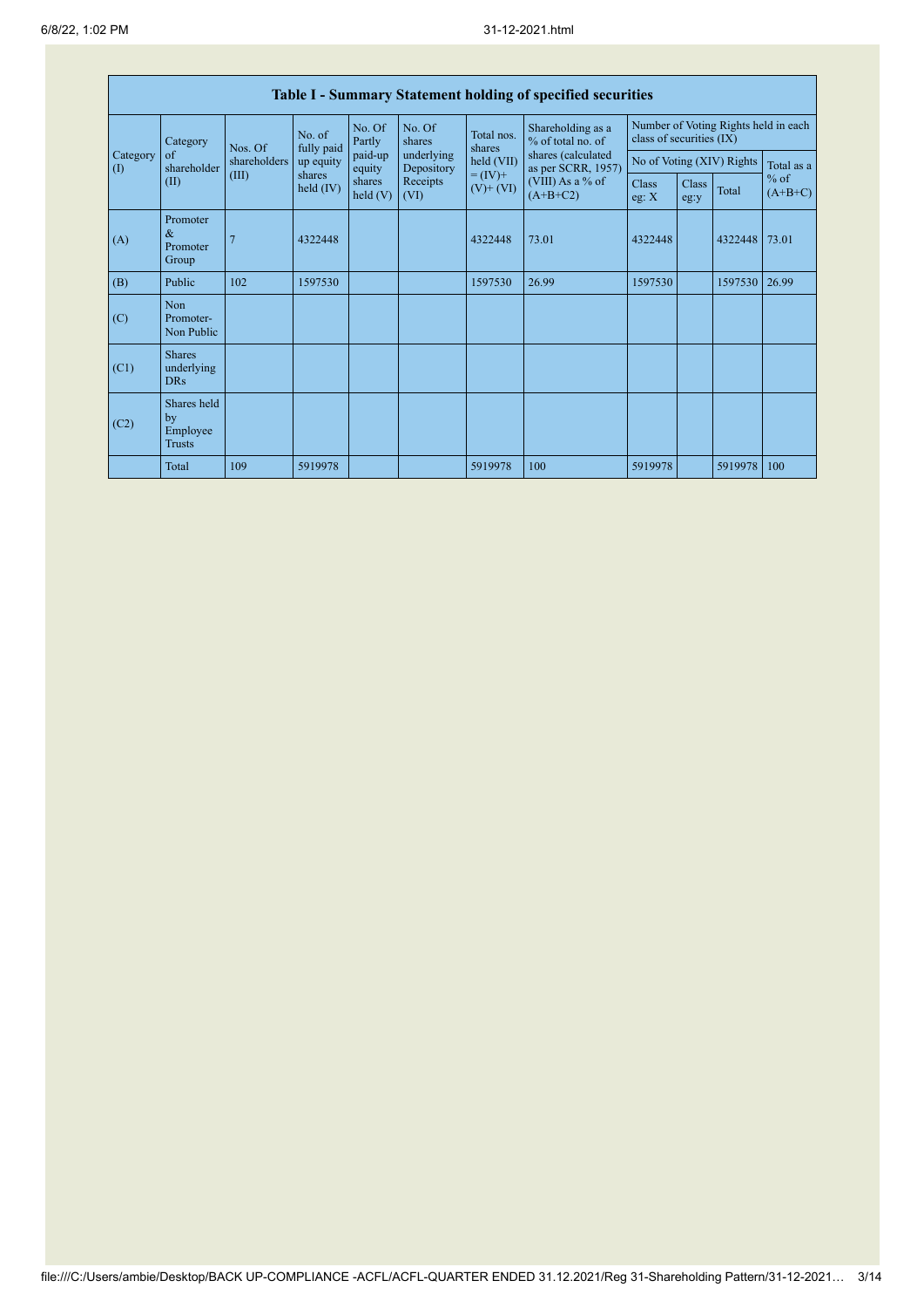| Table I - Summary Statement holding of specified securities | | | | | | | | | | | | |
|---|---|---|---|---|---|---|---|---|---|---|---|---|
| Category (I) | Category of shareholder (II) | Nos. Of shareholders (III) | No. of fully paid up equity shares held (IV) | No. Of Partly paid-up equity shares held (V) | No. Of shares underlying Depository Receipts (VI) | Total nos. shares held (VII) = (IV)+ (V)+ (VI) | Shareholding as a % of total no. of shares (calculated as per SCRR, 1957) (VIII) As a % of (A+B+C2) | Number of Voting Rights held in each class of securities (IX) | | | |
| | | | | | | | | No of Voting (XIV) Rights | | | Total as a % of (A+B+C) |
| | | | | | | | | Class eg: X | Class eg:y | Total | |
| (A) | Promoter & Promoter Group | 7 | 4322448 | | | 4322448 | 73.01 | 4322448 | | 4322448 | 73.01 |
| (B) | Public | 102 | 1597530 | | | 1597530 | 26.99 | 1597530 | | 1597530 | 26.99 |
| (C) | Non Promoter- Non Public | | | | | | | | | | |
| (C1) | Shares underlying DRs | | | | | | | | | | |
| (C2) | Shares held by Employee Trusts | | | | | | | | | | |
| | Total | 109 | 5919978 | | | 5919978 | 100 | 5919978 | | 5919978 | 100 |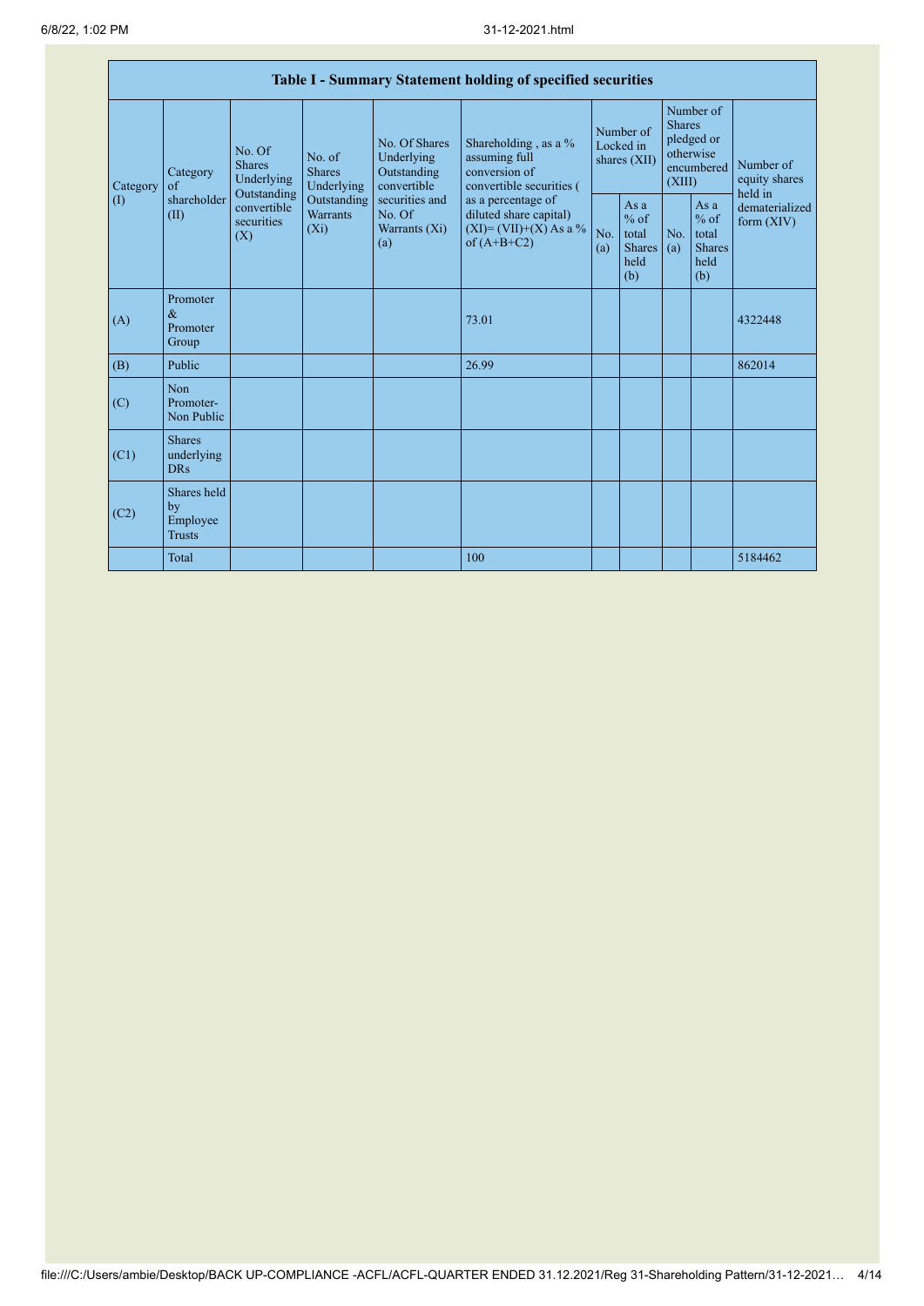| Table I - Summary Statement holding of specified securities | | | | | | | | | | | |
|---|---|---|---|---|---|---|---|---|---|---|---|
| Category (I) | Category of shareholder (II) | No. Of Shares Underlying Outstanding convertible securities (X) | No. of Shares Underlying Outstanding Warrants (Xi) | No. Of Shares Underlying Outstanding convertible securities and No. Of Warrants (Xi) (a) | Shareholding , as a % assuming full conversion of convertible securities ( as a percentage of diluted share capital) (XI)= (VII)+(X) As a % of (A+B+C2) | Number of Locked in shares (XII) | | Number of Shares pledged or otherwise encumbered (XIII) | | Number of equity shares held in dematerialized form (XIV) |
| | | | | | | No. (a) | As a % of total Shares held (b) | No. (a) | As a % of total Shares held (b) | |
| (A) | Promoter & Promoter Group | | | | 73.01 | | | | | 4322448 |
| (B) | Public | | | | 26.99 | | | | | 862014 |
| (C) | Non Promoter- Non Public | | | | | | | | | |
| (C1) | Shares underlying DRs | | | | | | | | | |
| (C2) | Shares held by Employee Trusts | | | | | | | | | |
| | Total | | | | 100 | | | | | 5184462 |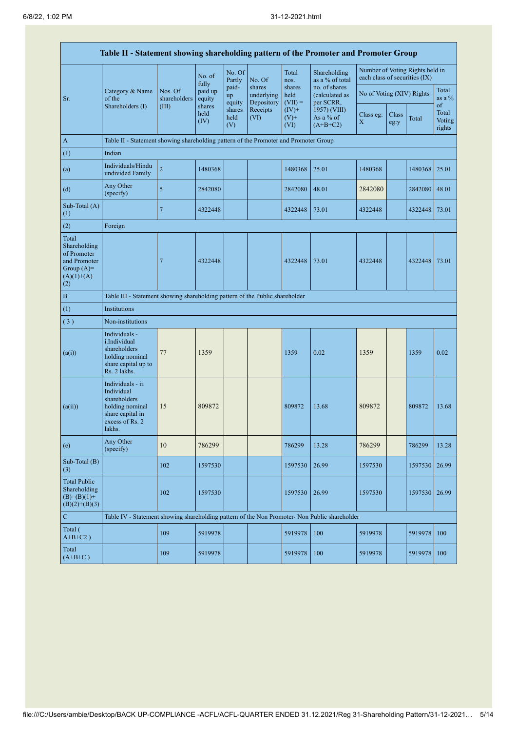## Table II - Statement showing shareholding pattern of the Promoter and Promoter Group

| Sr. | Category & Name of the Shareholders (I) | Nos. Of shareholders (III) | No. of fully paid up equity shares held (IV) | No. Of Partly paid-up equity shares held (V) | No. Of shares underlying Depository Receipts (VI) | Total nos. shares held (VII) = (IV)+(V)+(VI) | Shareholding as a % of total no. of shares (calculated as per SCRR, 1957) (VIII) As a % of (A+B+C2) | Number of Voting Rights held in each class of securities (IX) | | | |
|---|---|---|---|---|---|---|---|---|---|---|---|
| | | | | | | | | No of Voting (XIV) Rights | | | Total as a % of Total Voting rights |
| | | | | | | | | Class eg: X | Class eg:y | Total | |
| A | Table II - Statement showing shareholding pattern of the Promoter and Promoter Group | | | | | | | | | | |
| (1) | Indian | | | | | | | | | | |
| (a) | Individuals/Hindu undivided Family | 2 | 1480368 | | | 1480368 | 25.01 | 1480368 | | 1480368 | 25.01 |
| (d) | Any Other (specify) | 5 | 2842080 | | | 2842080 | 48.01 | 2842080 | | 2842080 | 48.01 |
| Sub-Total (A)(1) | | 7 | 4322448 | | | 4322448 | 73.01 | 4322448 | | 4322448 | 73.01 |
| (2) | Foreign | | | | | | | | | | |
| Total Shareholding of Promoter and Promoter Group (A)=(A)(1)+(A)(2) | | 7 | 4322448 | | | 4322448 | 73.01 | 4322448 | | 4322448 | 73.01 |
| B | Table III - Statement showing shareholding pattern of the Public shareholder | | | | | | | | | | |
| (1) | Institutions | | | | | | | | | | |
| (3) | Non-institutions | | | | | | | | | | |
| (a(i)) | Individuals - i.Individual shareholders holding nominal share capital up to Rs. 2 lakhs. | 77 | 1359 | | | 1359 | 0.02 | 1359 | | 1359 | 0.02 |
| (a(ii)) | Individuals - ii. Individual shareholders holding nominal share capital in excess of Rs. 2 lakhs. | 15 | 809872 | | | 809872 | 13.68 | 809872 | | 809872 | 13.68 |
| (e) | Any Other (specify) | 10 | 786299 | | | 786299 | 13.28 | 786299 | | 786299 | 13.28 |
| Sub-Total (B)(3) | | 102 | 1597530 | | | 1597530 | 26.99 | 1597530 | | 1597530 | 26.99 |
| Total Public Shareholding (B)=(B)(1)+(B)(2)+(B)(3) | | 102 | 1597530 | | | 1597530 | 26.99 | 1597530 | | 1597530 | 26.99 |
| C | Table IV - Statement showing shareholding pattern of the Non Promoter- Non Public shareholder | | | | | | | | | | |
| Total ( A+B+C2 ) | | 109 | 5919978 | | | 5919978 | 100 | 5919978 | | 5919978 | 100 |
| Total (A+B+C ) | | 109 | 5919978 | | | 5919978 | 100 | 5919978 | | 5919978 | 100 |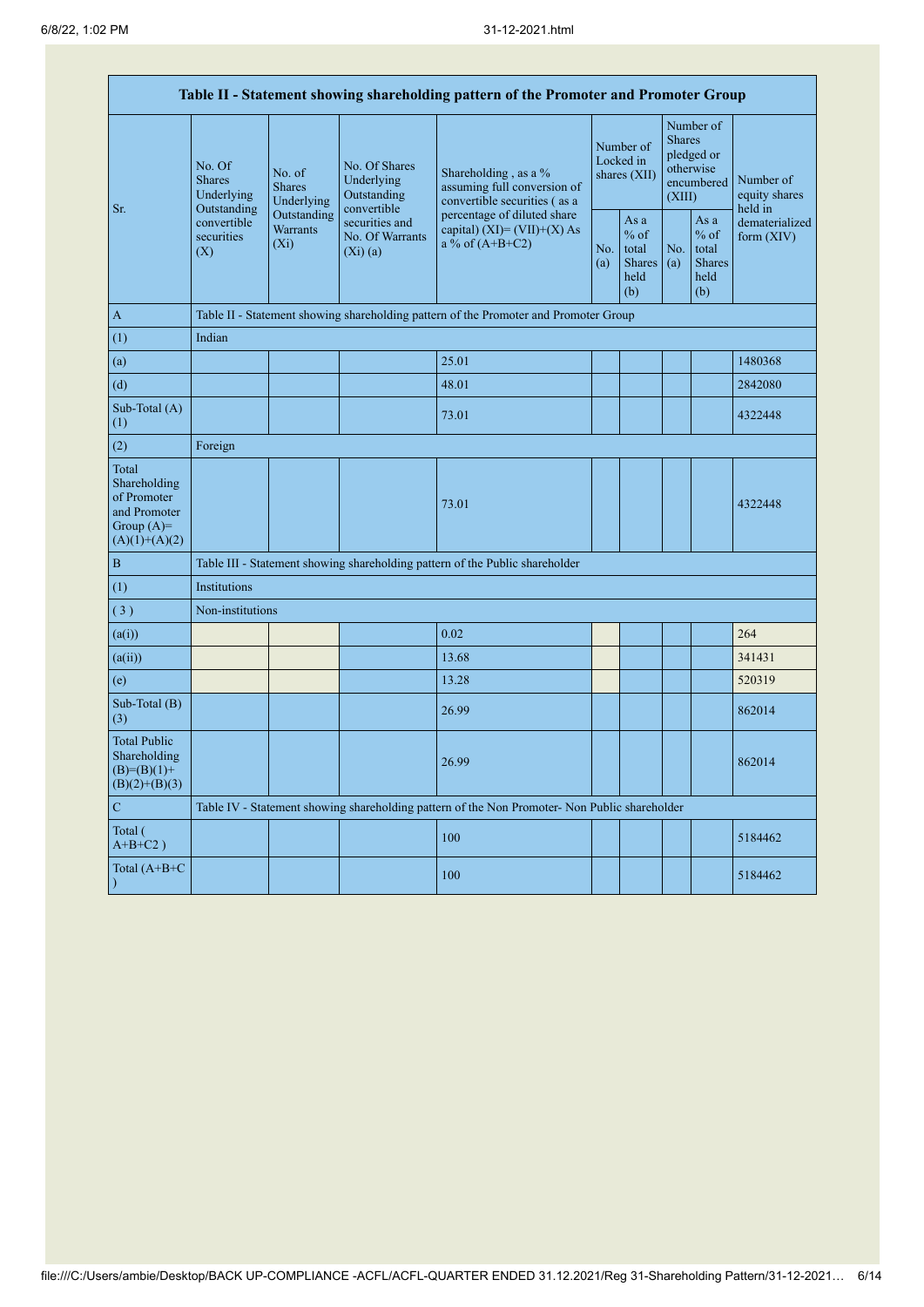| Table II - Statement showing shareholding pattern of the Promoter and Promoter Group | | | | | | | | | |
|---|---|---|---|---|---|---|---|---|---|
| Sr. | No. Of Shares Underlying Outstanding convertible securities (X) | No. of Shares Underlying Outstanding Warrants (Xi) | No. Of Shares Underlying Outstanding convertible securities and No. Of Warrants (Xi) (a) | Shareholding , as a % assuming full conversion of convertible securities ( as a percentage of diluted share capital) (XI)= (VII)+(X) As a % of (A+B+C2) | Number of Locked in shares (XII) | | Number of Shares pledged or otherwise encumbered (XIII) | | Number of equity shares held in dematerialized form (XIV) |
| | | | | | No. (a) | As a % of total Shares held (b) | No. (a) | As a % of total Shares held (b) | |
| A | Table II - Statement showing shareholding pattern of the Promoter and Promoter Group | | | | | | | | |
| (1) | Indian | | | | | | | | |
| (a) | | | | 25.01 | | | | | 1480368 |
| (d) | | | | 48.01 | | | | | 2842080 |
| Sub-Total (A) (1) | | | | 73.01 | | | | | 4322448 |
| (2) | Foreign | | | | | | | | |
| Total Shareholding of Promoter and Promoter Group (A)= (A)(1)+(A)(2) | | | | 73.01 | | | | | 4322448 |
| B | Table III - Statement showing shareholding pattern of the Public shareholder | | | | | | | | |
| (1) | Institutions | | | | | | | | |
| (3) | Non-institutions | | | | | | | | |
| (a(i)) | | | | 0.02 | | | | | 264 |
| (a(ii)) | | | | 13.68 | | | | | 341431 |
| (e) | | | | 13.28 | | | | | 520319 |
| Sub-Total (B) (3) | | | | 26.99 | | | | | 862014 |
| Total Public Shareholding (B)=(B)(1)+(B)(2)+(B)(3) | | | | 26.99 | | | | | 862014 |
| C | Table IV - Statement showing shareholding pattern of the Non Promoter- Non Public shareholder | | | | | | | | |
| Total ( A+B+C2 ) | | | | 100 | | | | | 5184462 |
| Total (A+B+C ) | | | | 100 | | | | | 5184462 |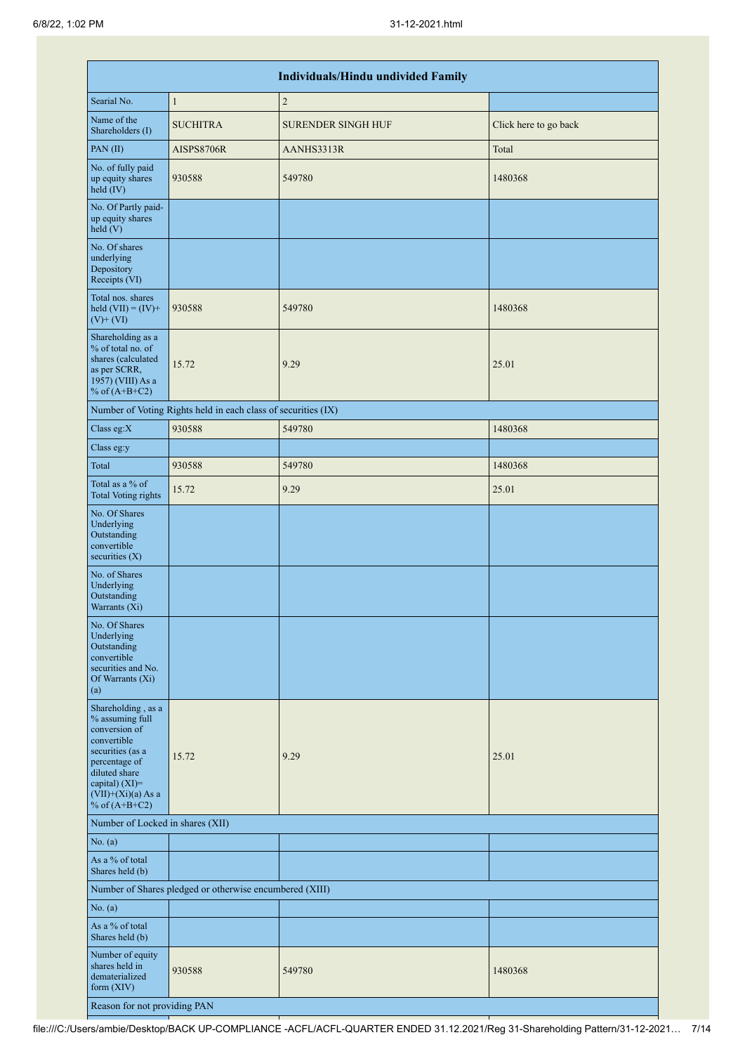| Individuals/Hindu undivided Family | | | |
|---|---|---|---|
| Searial No. | 1 | 2 | |
| Name of the Shareholders (I) | SUCHITRA | SURENDER SINGH HUF | Click here to go back |
| PAN (II) | AISPS8706R | AANHS3313R | Total |
| No. of fully paid up equity shares held (IV) | 930588 | 549780 | 1480368 |
| No. Of Partly paid-up equity shares held (V) | | | |
| No. Of shares underlying Depository Receipts (VI) | | | |
| Total nos. shares held (VII) = (IV)+(V)+ (VI) | 930588 | 549780 | 1480368 |
| Shareholding as a % of total no. of shares (calculated as per SCRR, 1957) (VIII) As a % of (A+B+C2) | 15.72 | 9.29 | 25.01 |
| Number of Voting Rights held in each class of securities (IX) | | | |
| Class eg:X | 930588 | 549780 | 1480368 |
| Class eg:y | | | |
| Total | 930588 | 549780 | 1480368 |
| Total as a % of Total Voting rights | 15.72 | 9.29 | 25.01 |
| No. Of Shares Underlying Outstanding convertible securities (X) | | | |
| No. of Shares Underlying Outstanding Warrants (Xi) | | | |
| No. Of Shares Underlying Outstanding convertible securities and No. Of Warrants (Xi) (a) | | | |
| Shareholding , as a % assuming full conversion of convertible securities (as a percentage of diluted share capital) (XI)= (VII)+(Xi)(a) As a % of (A+B+C2) | 15.72 | 9.29 | 25.01 |
| Number of Locked in shares (XII) | | | |
| No. (a) | | | |
| As a % of total Shares held (b) | | | |
| Number of Shares pledged or otherwise encumbered (XIII) | | | |
| No. (a) | | | |
| As a % of total Shares held (b) | | | |
| Number of equity shares held in dematerialized form (XIV) | 930588 | 549780 | 1480368 |
| Reason for not providing PAN | | | |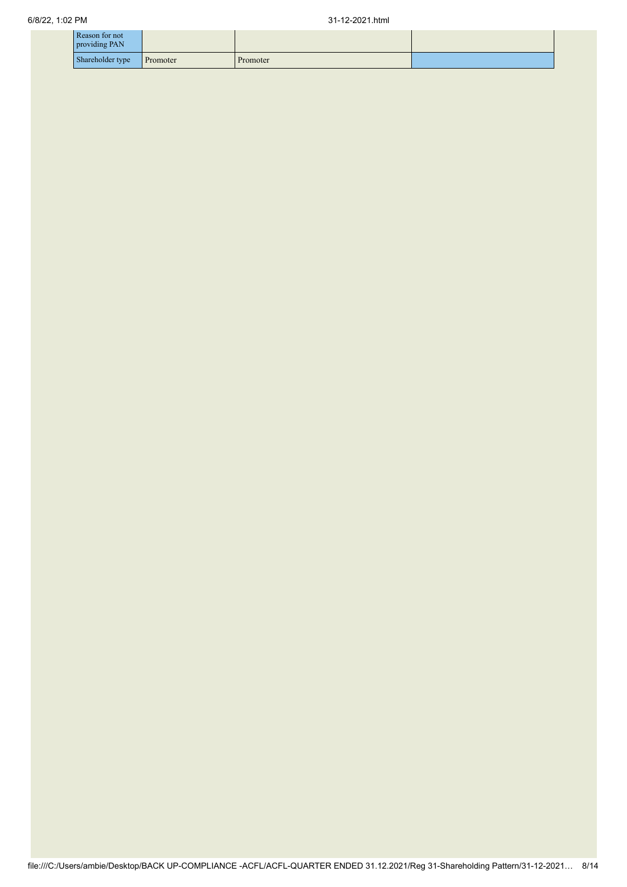| Reason for not providing PAN | | | |
|---|---|---|---|
| Shareholder type | Promoter | Promoter | |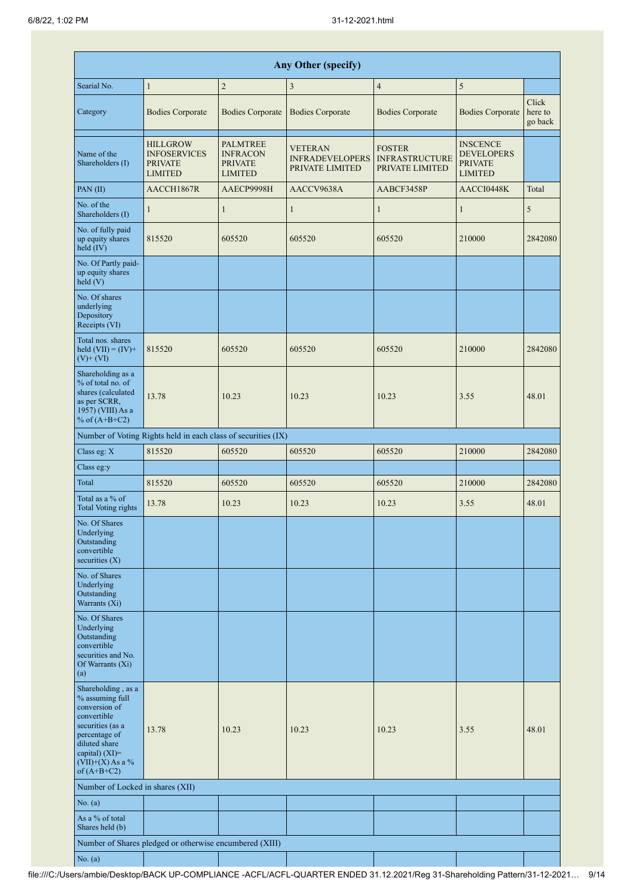| Any Other (specify) | | | | | | |
|---|---|---|---|---|---|---|
| Searial No. | 1 | 2 | 3 | 4 | 5 | |
| Category | Bodies Corporate | Bodies Corporate | Bodies Corporate | Bodies Corporate | Bodies Corporate | Click here to go back |
| Name of the Shareholders (I) | HILLGROW INFOSERVICES PRIVATE LIMITED | PALMTREE INFRACON PRIVATE LIMITED | VETERAN INFRADEVELOPERS PRIVATE LIMITED | FOSTER INFRASTRUCTURE PRIVATE LIMITED | INSCENCE DEVELOPERS PRIVATE LIMITED | |
| PAN (II) | AACCH1867R | AAECP9998H | AACCV9638A | AABCF3458P | AACCI0448K | Total |
| No. of the Shareholders (I) | 1 | 1 | 1 | 1 | 1 | 5 |
| No. of fully paid up equity shares held (IV) | 815520 | 605520 | 605520 | 605520 | 210000 | 2842080 |
| No. Of Partly paid-up equity shares held (V) | | | | | | |
| No. Of shares underlying Depository Receipts (VI) | | | | | | |
| Total nos. shares held (VII) = (IV)+(V)+ (VI) | 815520 | 605520 | 605520 | 605520 | 210000 | 2842080 |
| Shareholding as a % of total no. of shares (calculated as per SCRR, 1957) (VIII) As a % of (A+B+C2) | 13.78 | 10.23 | 10.23 | 10.23 | 3.55 | 48.01 |
| Number of Voting Rights held in each class of securities (IX) | | | | | | |
| Class eg: X | 815520 | 605520 | 605520 | 605520 | 210000 | 2842080 |
| Class eg:y | | | | | | |
| Total | 815520 | 605520 | 605520 | 605520 | 210000 | 2842080 |
| Total as a % of Total Voting rights | 13.78 | 10.23 | 10.23 | 10.23 | 3.55 | 48.01 |
| No. Of Shares Underlying Outstanding convertible securities (X) | | | | | | |
| No. of Shares Underlying Outstanding Warrants (Xi) | | | | | | |
| No. Of Shares Underlying Outstanding convertible securities and No. Of Warrants (Xi) (a) | | | | | | |
| Shareholding , as a % assuming full conversion of convertible securities (as a percentage of diluted share capital) (XI)= (VII)+(X) As a % of (A+B+C2) | 13.78 | 10.23 | 10.23 | 10.23 | 3.55 | 48.01 |
| Number of Locked in shares (XII) | | | | | | |
| No. (a) | | | | | | |
| As a % of total Shares held (b) | | | | | | |
| Number of Shares pledged or otherwise encumbered (XIII) | | | | | | |
| No. (a) | | | | | | |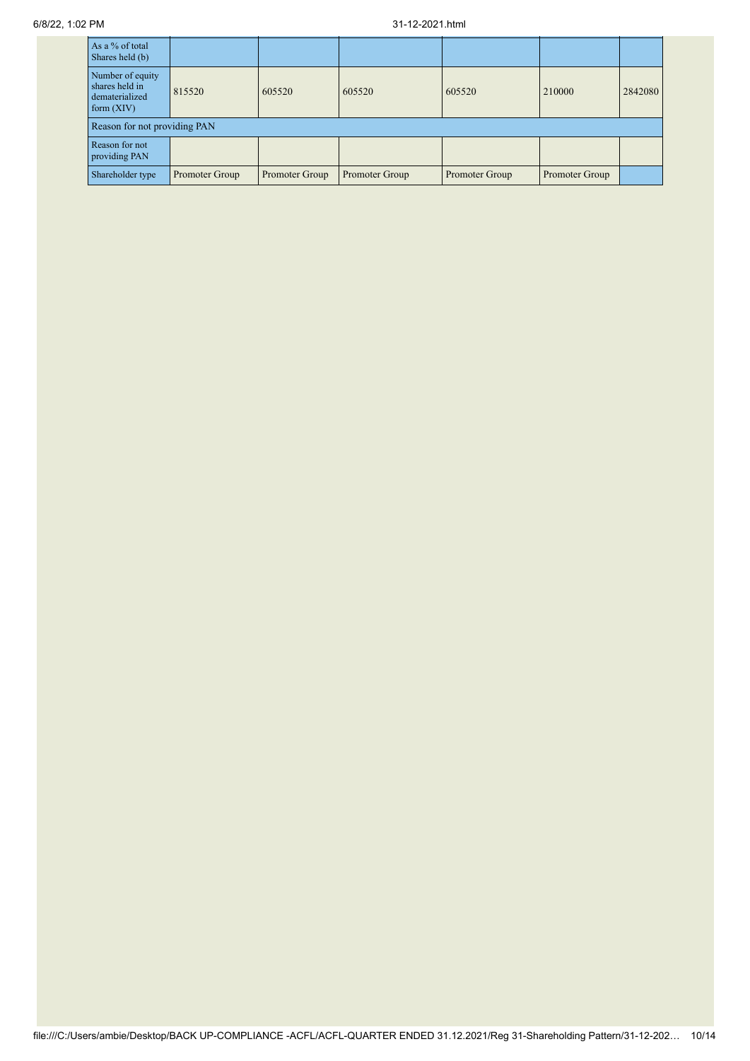| As a % of total Shares held (b) | | | | | | |
|---|---|---|---|---|---|---|
| Number of equity shares held in dematerialized form (XIV) | 815520 | 605520 | 605520 | 605520 | 210000 | 2842080 |
| Reason for not providing PAN | | | | | | |
| Reason for not providing PAN | | | | | | |
| Shareholder type | Promoter Group | Promoter Group | Promoter Group | Promoter Group | Promoter Group | |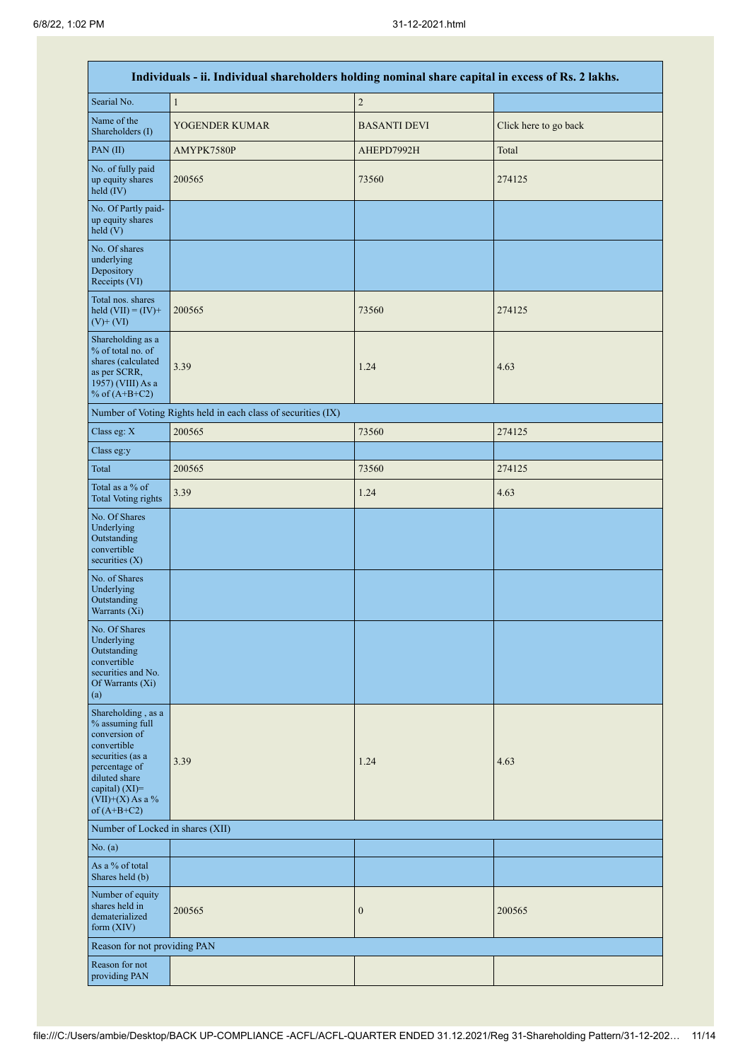| Individuals - ii. Individual shareholders holding nominal share capital in excess of Rs. 2 lakhs. | | | |
|---|---|---|---|
| Searial No. | 1 | 2 | |
| Name of the Shareholders (I) | YOGENDER KUMAR | BASANTI DEVI | Click here to go back |
| PAN (II) | AMYPK7580P | AHEPD7992H | Total |
| No. of fully paid up equity shares held (IV) | 200565 | 73560 | 274125 |
| No. Of Partly paid-up equity shares held (V) | | | |
| No. Of shares underlying Depository Receipts (VI) | | | |
| Total nos. shares held (VII) = (IV)+(V)+ (VI) | 200565 | 73560 | 274125 |
| Shareholding as a % of total no. of shares (calculated as per SCRR, 1957) (VIII) As a % of (A+B+C2) | 3.39 | 1.24 | 4.63 |
| Number of Voting Rights held in each class of securities (IX) | | | |
| Class eg: X | 200565 | 73560 | 274125 |
| Class eg:y | | | |
| Total | 200565 | 73560 | 274125 |
| Total as a % of Total Voting rights | 3.39 | 1.24 | 4.63 |
| No. Of Shares Underlying Outstanding convertible securities (X) | | | |
| No. of Shares Underlying Outstanding Warrants (Xi) | | | |
| No. Of Shares Underlying Outstanding convertible securities and No. Of Warrants (Xi) (a) | | | |
| Shareholding , as a % assuming full conversion of convertible securities (as a percentage of diluted share capital) (XI)= (VII)+(X) As a % of (A+B+C2) | 3.39 | 1.24 | 4.63 |
| Number of Locked in shares (XII) | | | |
| No. (a) | | | |
| As a % of total Shares held (b) | | | |
| Number of equity shares held in dematerialized form (XIV) | 200565 | 0 | 200565 |
| Reason for not providing PAN | | | |
| Reason for not providing PAN | | | |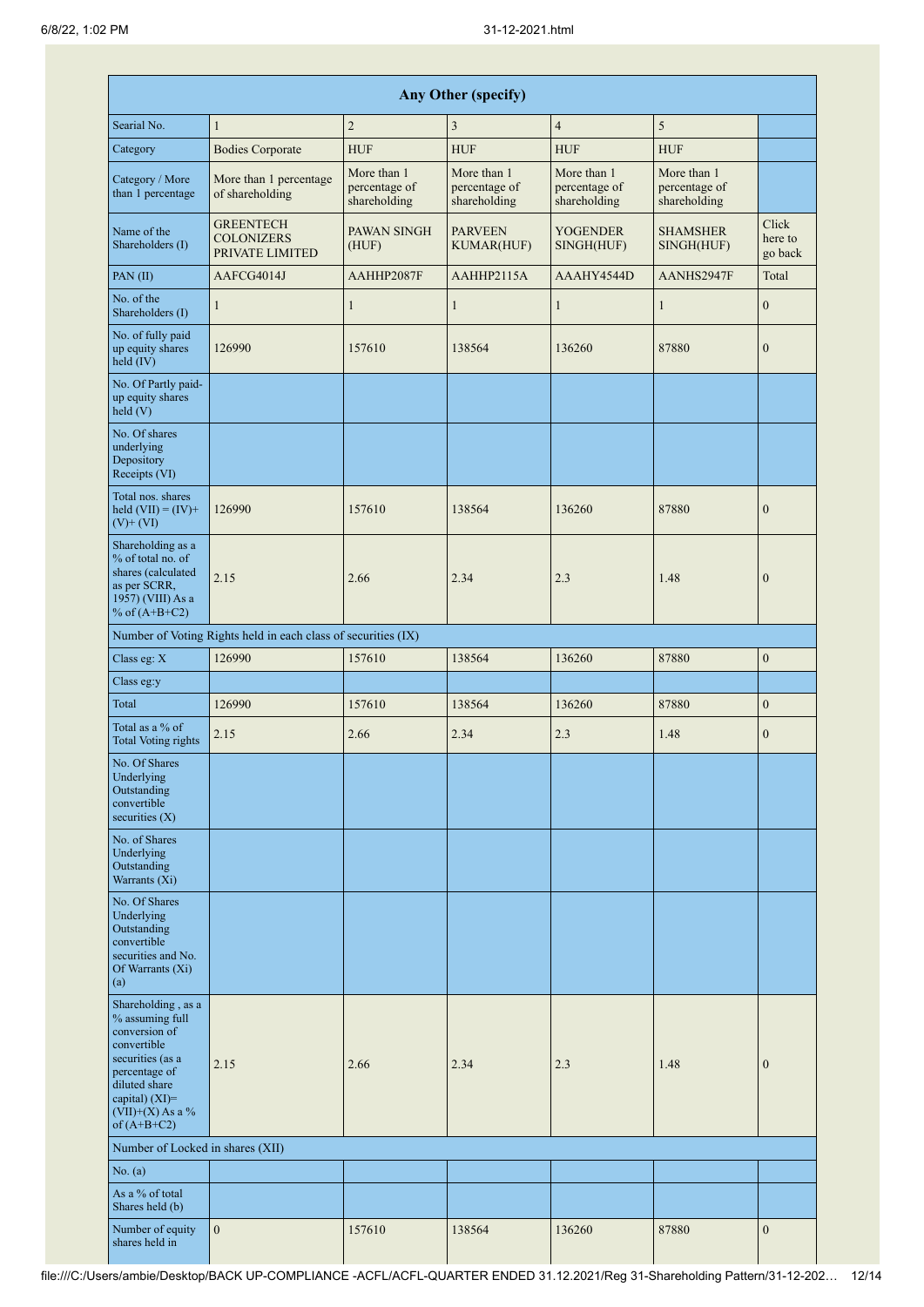| Any Other (specify) | | | | | | |
|---|---|---|---|---|---|---|
| Searial No. | 1 | 2 | 3 | 4 | 5 | |
| Category | Bodies Corporate | HUF | HUF | HUF | HUF | |
| Category / More than 1 percentage | More than 1 percentage of shareholding | More than 1 percentage of shareholding | More than 1 percentage of shareholding | More than 1 percentage of shareholding | More than 1 percentage of shareholding | |
| Name of the Shareholders (I) | GREENTECH COLONIZERS PRIVATE LIMITED | PAWAN SINGH (HUF) | PARVEEN KUMAR(HUF) | YOGENDER SINGH(HUF) | SHAMSHER SINGH(HUF) | Click here to go back |
| PAN (II) | AAFCG4014J | AAHHP2087F | AAHHP2115A | AAAHY4544D | AANHS2947F | Total |
| No. of the Shareholders (I) | 1 | 1 | 1 | 1 | 1 | 0 |
| No. of fully paid up equity shares held (IV) | 126990 | 157610 | 138564 | 136260 | 87880 | 0 |
| No. Of Partly paid-up equity shares held (V) | | | | | | |
| No. Of shares underlying Depository Receipts (VI) | | | | | | |
| Total nos. shares held (VII) = (IV)+ (V)+ (VI) | 126990 | 157610 | 138564 | 136260 | 87880 | 0 |
| Shareholding as a % of total no. of shares (calculated as per SCRR, 1957) (VIII) As a % of (A+B+C2) | 2.15 | 2.66 | 2.34 | 2.3 | 1.48 | 0 |
| Number of Voting Rights held in each class of securities (IX) | | | | | | |
| Class eg: X | 126990 | 157610 | 138564 | 136260 | 87880 | 0 |
| Class eg:y | | | | | | |
| Total | 126990 | 157610 | 138564 | 136260 | 87880 | 0 |
| Total as a % of Total Voting rights | 2.15 | 2.66 | 2.34 | 2.3 | 1.48 | 0 |
| No. Of Shares Underlying Outstanding convertible securities (X) | | | | | | |
| No. of Shares Underlying Outstanding Warrants (Xi) | | | | | | |
| No. Of Shares Underlying Outstanding convertible securities and No. Of Warrants (Xi) (a) | | | | | | |
| Shareholding , as a % assuming full conversion of convertible securities (as a percentage of diluted share capital) (XI)= (VII)+(X) As a % of (A+B+C2) | 2.15 | 2.66 | 2.34 | 2.3 | 1.48 | 0 |
| Number of Locked in shares (XII) | | | | | | |
| No. (a) | | | | | | |
| As a % of total Shares held (b) | | | | | | |
| Number of equity shares held in | 0 | 157610 | 138564 | 136260 | 87880 | 0 |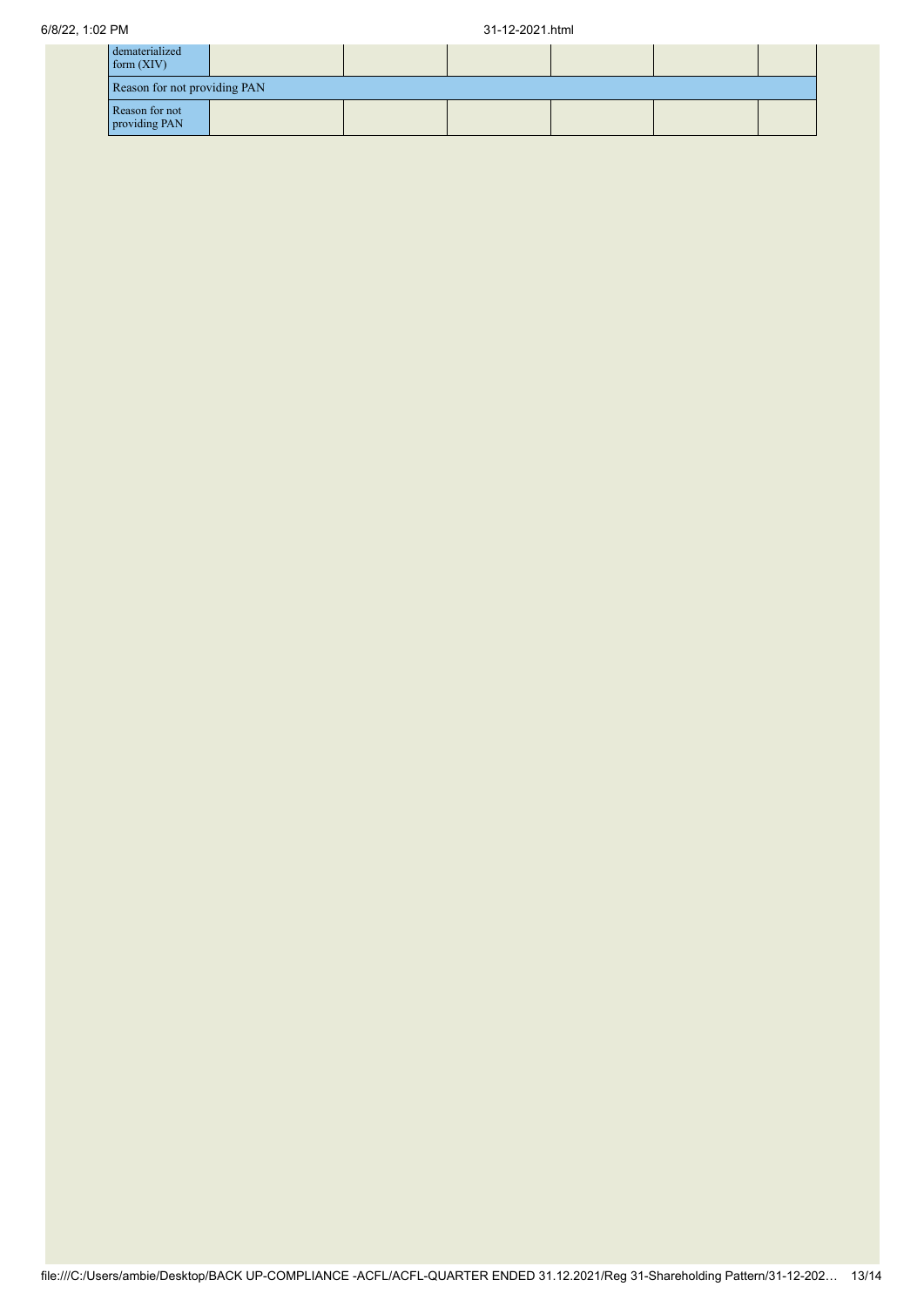| dematerialized form (XIV) | | | | | | |
|---|---|---|---|---|---|---|
| Reason for not providing PAN | | | | | | |
| Reason for not providing PAN | | | | | | |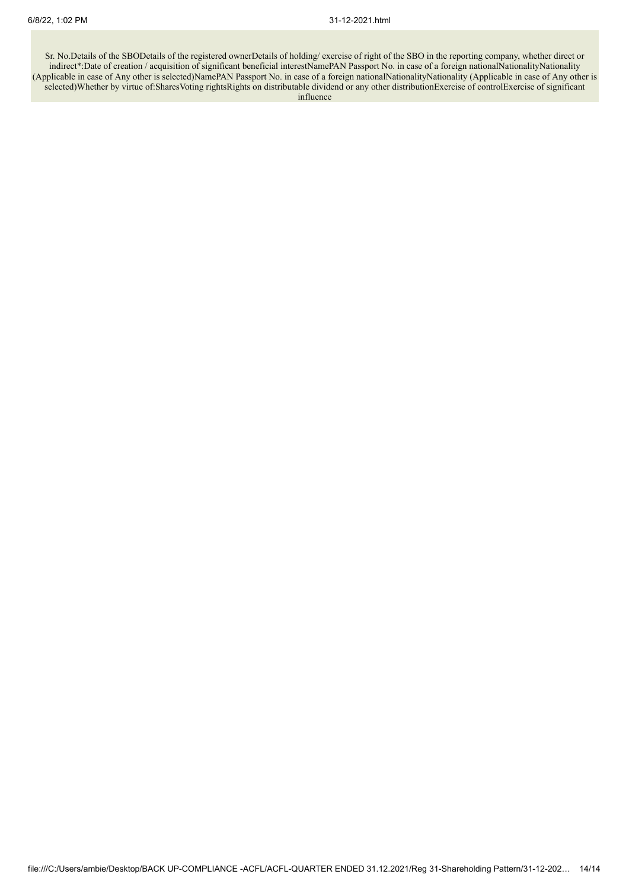Sr. No.Details of the SBODetails of the registered ownerDetails of holding/ exercise of right of the SBO in the reporting company, whether direct or indirect*:Date of creation / acquisition of significant beneficial interestNamePAN Passport No. in case of a foreign nationalNationalityNationality (Applicable in case of Any other is selected)NamePAN Passport No. in case of a foreign nationalNationalityNationality (Applicable in case of Any other is selected)Whether by virtue of:SharesVoting rightsRights on distributable dividend or any other distributionExercise of controlExercise of significant influence